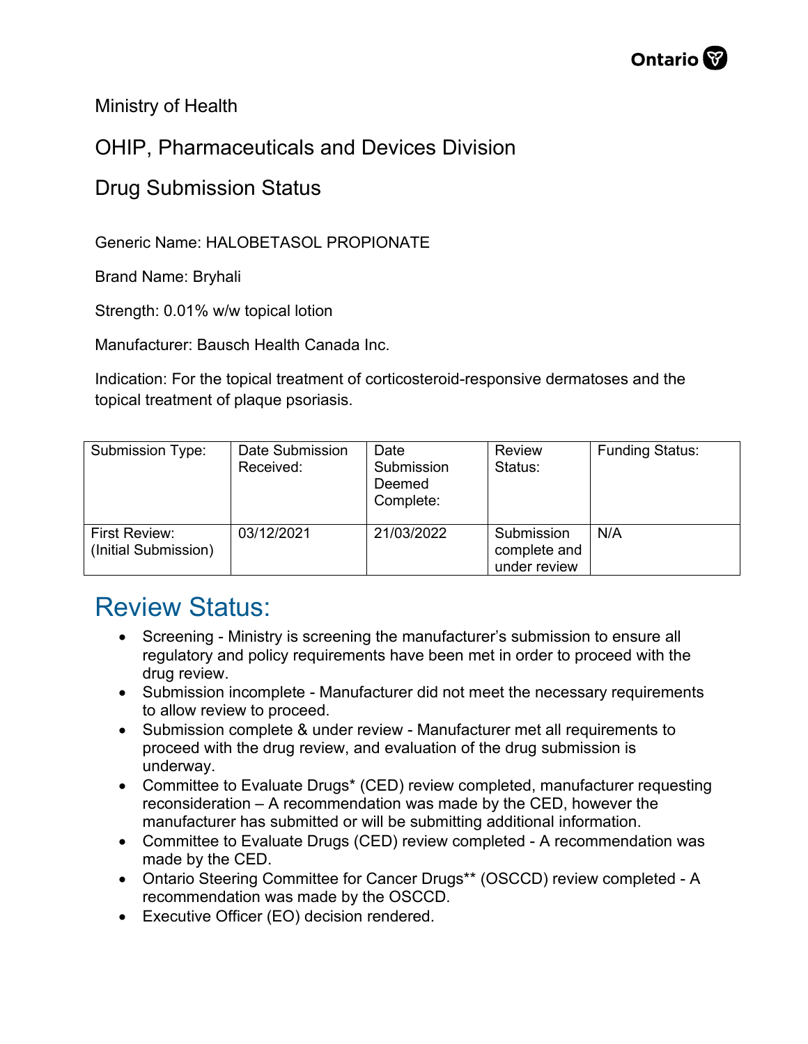Ministry of Health

OHIP, Pharmaceuticals and Devices Division

Drug Submission Status

Generic Name: HALOBETASOL PROPIONATE

Brand Name: Bryhali

Strength: 0.01% w/w topical lotion

Manufacturer: Bausch Health Canada Inc.

Indication: For the topical treatment of corticosteroid-responsive dermatoses and the topical treatment of plaque psoriasis.

| Submission Type: | Date Submission Received: | Date Submission Deemed Complete: | Review Status: | Funding Status: |
|---|---|---|---|---|
| First Review: (Initial Submission) | 03/12/2021 | 21/03/2022 | Submission complete and under review | N/A |

# Review Status:

- Screening - Ministry is screening the manufacturer's submission to ensure all regulatory and policy requirements have been met in order to proceed with the drug review.
- Submission incomplete - Manufacturer did not meet the necessary requirements to allow review to proceed.
- Submission complete & under review - Manufacturer met all requirements to proceed with the drug review, and evaluation of the drug submission is underway.
- Committee to Evaluate Drugs* (CED) review completed, manufacturer requesting reconsideration – A recommendation was made by the CED, however the manufacturer has submitted or will be submitting additional information.
- Committee to Evaluate Drugs (CED) review completed - A recommendation was made by the CED.
- Ontario Steering Committee for Cancer Drugs** (OSCCD) review completed - A recommendation was made by the OSCCD.
- Executive Officer (EO) decision rendered.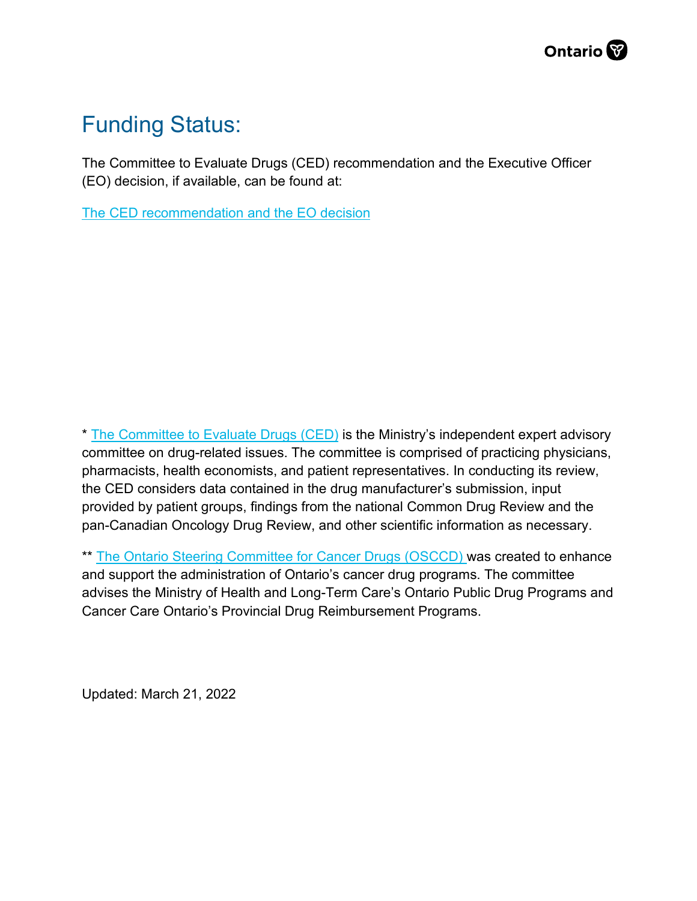# Funding Status:

The Committee to Evaluate Drugs (CED) recommendation and the Executive Officer (EO) decision, if available, can be found at:

The CED recommendation and the EO decision

* The Committee to Evaluate Drugs (CED) is the Ministry's independent expert advisory committee on drug-related issues. The committee is comprised of practicing physicians, pharmacists, health economists, and patient representatives. In conducting its review, the CED considers data contained in the drug manufacturer's submission, input provided by patient groups, findings from the national Common Drug Review and the pan-Canadian Oncology Drug Review, and other scientific information as necessary.

** The Ontario Steering Committee for Cancer Drugs (OSCCD) was created to enhance and support the administration of Ontario's cancer drug programs. The committee advises the Ministry of Health and Long-Term Care's Ontario Public Drug Programs and Cancer Care Ontario's Provincial Drug Reimbursement Programs.

Updated: March 21, 2022